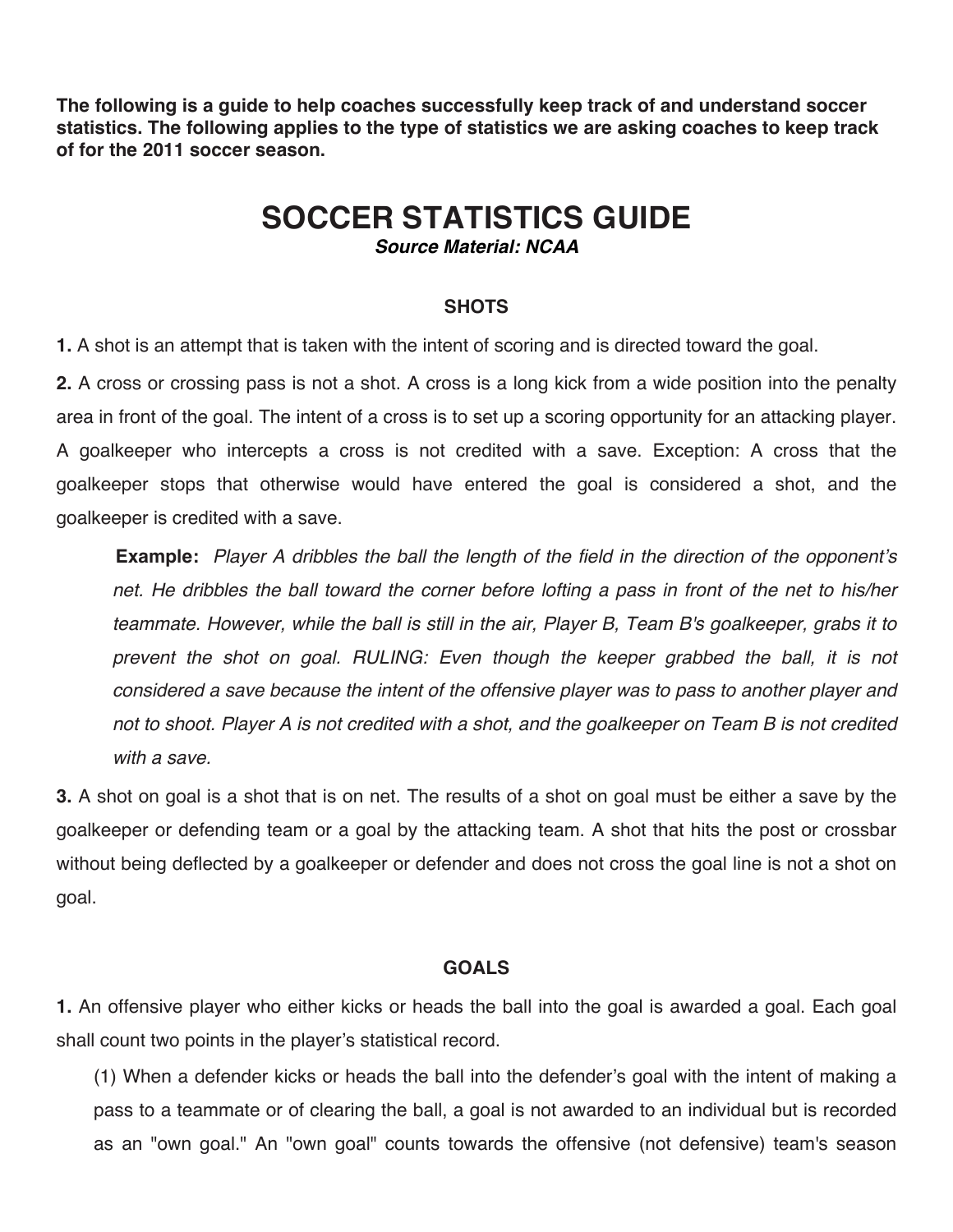**The following is a guide to help coaches successfully keep track of and understand soccer statistics. The following applies to the type of statistics we are asking coaches to keep track of for the 2011 soccer season.**

# SOCCER STATISTICS GUIDE

***Source Material: NCAA***

## SHOTS

**1.** A shot is an attempt that is taken with the intent of scoring and is directed toward the goal.

**2.** A cross or crossing pass is not a shot. A cross is a long kick from a wide position into the penalty area in front of the goal. The intent of a cross is to set up a scoring opportunity for an attacking player. A goalkeeper who intercepts a cross is not credited with a save. Exception: A cross that the goalkeeper stops that otherwise would have entered the goal is considered a shot, and the goalkeeper is credited with a save.

> **Example:** *Player A dribbles the ball the length of the field in the direction of the opponent's net. He dribbles the ball toward the corner before lofting a pass in front of the net to his/her teammate. However, while the ball is still in the air, Player B, Team B's goalkeeper, grabs it to prevent the shot on goal. RULING: Even though the keeper grabbed the ball, it is not considered a save because the intent of the offensive player was to pass to another player and not to shoot. Player A is not credited with a shot, and the goalkeeper on Team B is not credited with a save.*

**3.** A shot on goal is a shot that is on net. The results of a shot on goal must be either a save by the goalkeeper or defending team or a goal by the attacking team. A shot that hits the post or crossbar without being deflected by a goalkeeper or defender and does not cross the goal line is not a shot on goal.

## GOALS

**1.** An offensive player who either kicks or heads the ball into the goal is awarded a goal. Each goal shall count two points in the player's statistical record.

(1) When a defender kicks or heads the ball into the defender's goal with the intent of making a pass to a teammate or of clearing the ball, a goal is not awarded to an individual but is recorded as an "own goal." An "own goal" counts towards the offensive (not defensive) team's season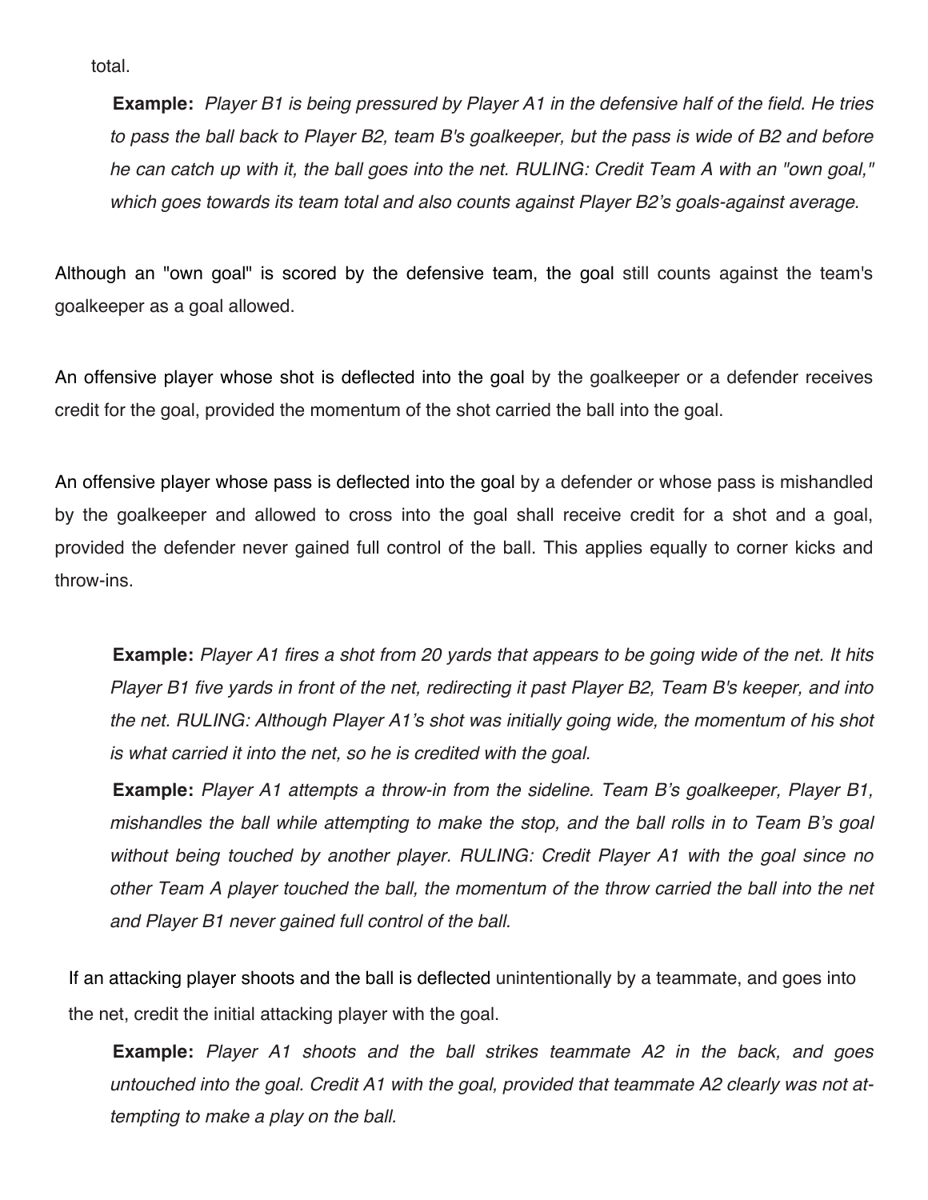total.

> **Example:** *Player B1 is being pressured by Player A1 in the defensive half of the field. He tries to pass the ball back to Player B2, team B's goalkeeper, but the pass is wide of B2 and before he can catch up with it, the ball goes into the net. RULING: Credit Team A with an "own goal," which goes towards its team total and also counts against Player B2's goals-against average.*

Although an "own goal" is scored by the defensive team, the goal still counts against the team's goalkeeper as a goal allowed.

An offensive player whose shot is deflected into the goal by the goalkeeper or a defender receives credit for the goal, provided the momentum of the shot carried the ball into the goal.

An offensive player whose pass is deflected into the goal by a defender or whose pass is mishandled by the goalkeeper and allowed to cross into the goal shall receive credit for a shot and a goal, provided the defender never gained full control of the ball. This applies equally to corner kicks and throw-ins.

> **Example:** *Player A1 fires a shot from 20 yards that appears to be going wide of the net. It hits Player B1 five yards in front of the net, redirecting it past Player B2, Team B's keeper, and into the net. RULING: Although Player A1's shot was initially going wide, the momentum of his shot is what carried it into the net, so he is credited with the goal.*
>
> **Example:** *Player A1 attempts a throw-in from the sideline. Team B's goalkeeper, Player B1, mishandles the ball while attempting to make the stop, and the ball rolls in to Team B's goal without being touched by another player. RULING: Credit Player A1 with the goal since no other Team A player touched the ball, the momentum of the throw carried the ball into the net and Player B1 never gained full control of the ball.*

If an attacking player shoots and the ball is deflected unintentionally by a teammate, and goes into the net, credit the initial attacking player with the goal.

> **Example:** *Player A1 shoots and the ball strikes teammate A2 in the back, and goes untouched into the goal. Credit A1 with the goal, provided that teammate A2 clearly was not attempting to make a play on the ball.*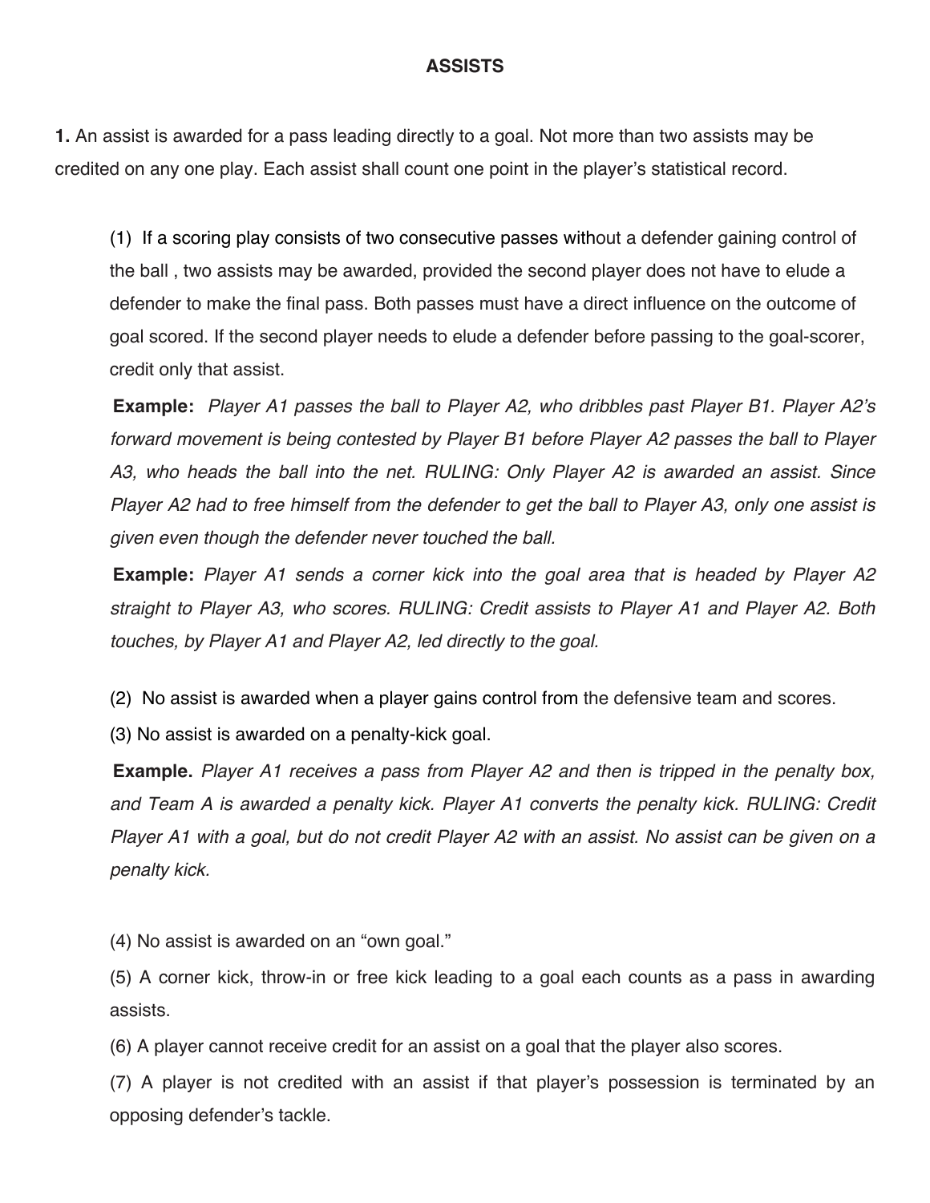**ASSISTS**

**1.** An assist is awarded for a pass leading directly to a goal. Not more than two assists may be credited on any one play. Each assist shall count one point in the player's statistical record.

(1) If a scoring play consists of two consecutive passes without a defender gaining control of the ball , two assists may be awarded, provided the second player does not have to elude a defender to make the final pass. Both passes must have a direct influence on the outcome of goal scored. If the second player needs to elude a defender before passing to the goal-scorer, credit only that assist.

**Example:** *Player A1 passes the ball to Player A2, who dribbles past Player B1. Player A2's forward movement is being contested by Player B1 before Player A2 passes the ball to Player A3, who heads the ball into the net. RULING: Only Player A2 is awarded an assist. Since Player A2 had to free himself from the defender to get the ball to Player A3, only one assist is given even though the defender never touched the ball.*

**Example:** *Player A1 sends a corner kick into the goal area that is headed by Player A2 straight to Player A3, who scores. RULING: Credit assists to Player A1 and Player A2. Both touches, by Player A1 and Player A2, led directly to the goal.*

(2) No assist is awarded when a player gains control from the defensive team and scores.

(3) No assist is awarded on a penalty-kick goal.

**Example.** *Player A1 receives a pass from Player A2 and then is tripped in the penalty box, and Team A is awarded a penalty kick. Player A1 converts the penalty kick. RULING: Credit Player A1 with a goal, but do not credit Player A2 with an assist. No assist can be given on a penalty kick.*

(4) No assist is awarded on an "own goal."

(5) A corner kick, throw-in or free kick leading to a goal each counts as a pass in awarding assists.

(6) A player cannot receive credit for an assist on a goal that the player also scores.

(7) A player is not credited with an assist if that player's possession is terminated by an opposing defender's tackle.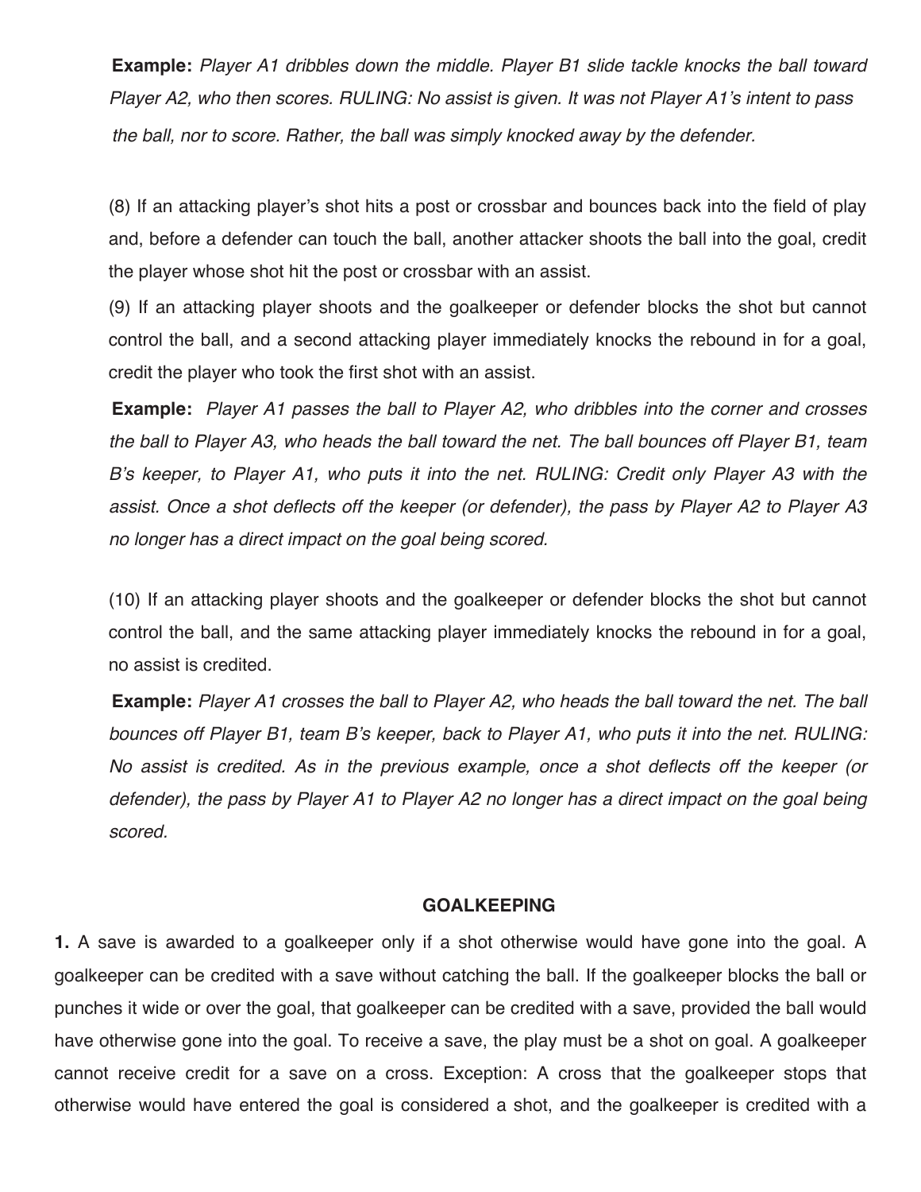**Example:** *Player A1 dribbles down the middle. Player B1 slide tackle knocks the ball toward Player A2, who then scores. RULING: No assist is given. It was not Player A1's intent to pass the ball, nor to score. Rather, the ball was simply knocked away by the defender.*

(8) If an attacking player's shot hits a post or crossbar and bounces back into the field of play and, before a defender can touch the ball, another attacker shoots the ball into the goal, credit the player whose shot hit the post or crossbar with an assist.

(9) If an attacking player shoots and the goalkeeper or defender blocks the shot but cannot control the ball, and a second attacking player immediately knocks the rebound in for a goal, credit the player who took the first shot with an assist.

**Example:** *Player A1 passes the ball to Player A2, who dribbles into the corner and crosses the ball to Player A3, who heads the ball toward the net. The ball bounces off Player B1, team B's keeper, to Player A1, who puts it into the net. RULING: Credit only Player A3 with the assist. Once a shot deflects off the keeper (or defender), the pass by Player A2 to Player A3 no longer has a direct impact on the goal being scored.*

(10) If an attacking player shoots and the goalkeeper or defender blocks the shot but cannot control the ball, and the same attacking player immediately knocks the rebound in for a goal, no assist is credited.

**Example:** *Player A1 crosses the ball to Player A2, who heads the ball toward the net. The ball bounces off Player B1, team B's keeper, back to Player A1, who puts it into the net. RULING: No assist is credited. As in the previous example, once a shot deflects off the keeper (or defender), the pass by Player A1 to Player A2 no longer has a direct impact on the goal being scored.*

## GOALKEEPING

**1.** A save is awarded to a goalkeeper only if a shot otherwise would have gone into the goal. A goalkeeper can be credited with a save without catching the ball. If the goalkeeper blocks the ball or punches it wide or over the goal, that goalkeeper can be credited with a save, provided the ball would have otherwise gone into the goal. To receive a save, the play must be a shot on goal. A goalkeeper cannot receive credit for a save on a cross. Exception: A cross that the goalkeeper stops that otherwise would have entered the goal is considered a shot, and the goalkeeper is credited with a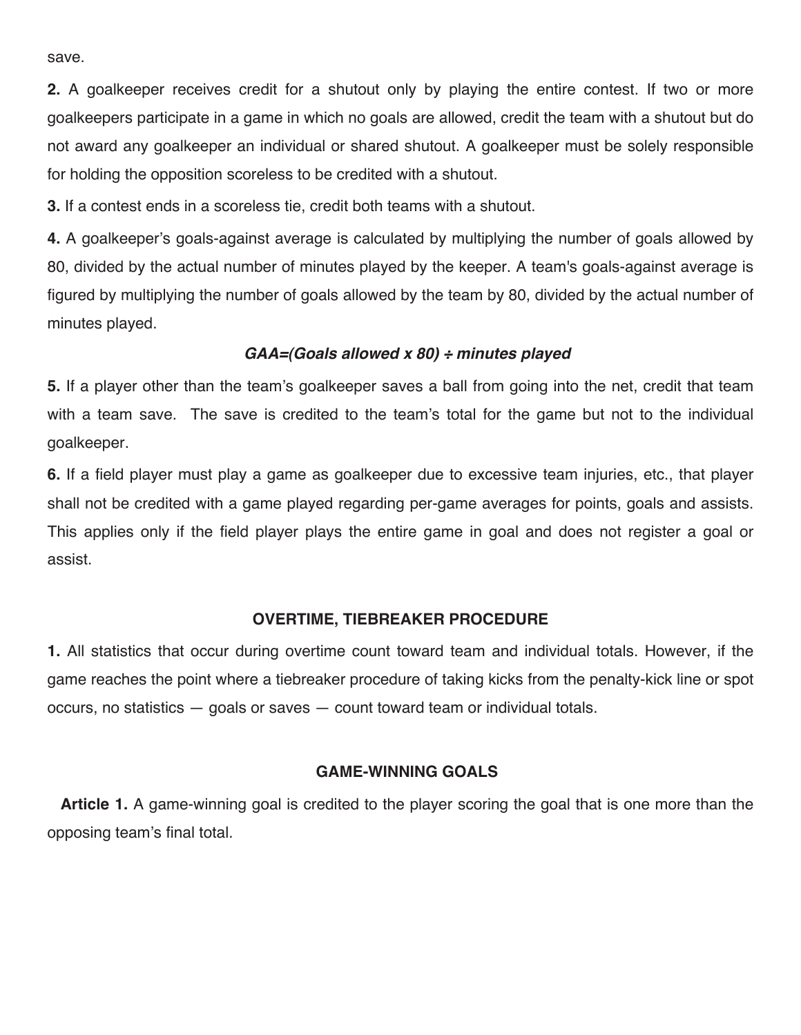save.

**2.** A goalkeeper receives credit for a shutout only by playing the entire contest. If two or more goalkeepers participate in a game in which no goals are allowed, credit the team with a shutout but do not award any goalkeeper an individual or shared shutout. A goalkeeper must be solely responsible for holding the opposition scoreless to be credited with a shutout.

**3.** If a contest ends in a scoreless tie, credit both teams with a shutout.

**4.** A goalkeeper's goals-against average is calculated by multiplying the number of goals allowed by 80, divided by the actual number of minutes played by the keeper. A team's goals-against average is figured by multiplying the number of goals allowed by the team by 80, divided by the actual number of minutes played.

***GAA=(Goals allowed x 80) ÷ minutes played***

**5.** If a player other than the team's goalkeeper saves a ball from going into the net, credit that team with a team save. The save is credited to the team's total for the game but not to the individual goalkeeper.

**6.** If a field player must play a game as goalkeeper due to excessive team injuries, etc., that player shall not be credited with a game played regarding per-game averages for points, goals and assists. This applies only if the field player plays the entire game in goal and does not register a goal or assist.

## OVERTIME, TIEBREAKER PROCEDURE

**1.** All statistics that occur during overtime count toward team and individual totals. However, if the game reaches the point where a tiebreaker procedure of taking kicks from the penalty-kick line or spot occurs, no statistics — goals or saves — count toward team or individual totals.

## GAME-WINNING GOALS

**Article 1.** A game-winning goal is credited to the player scoring the goal that is one more than the opposing team's final total.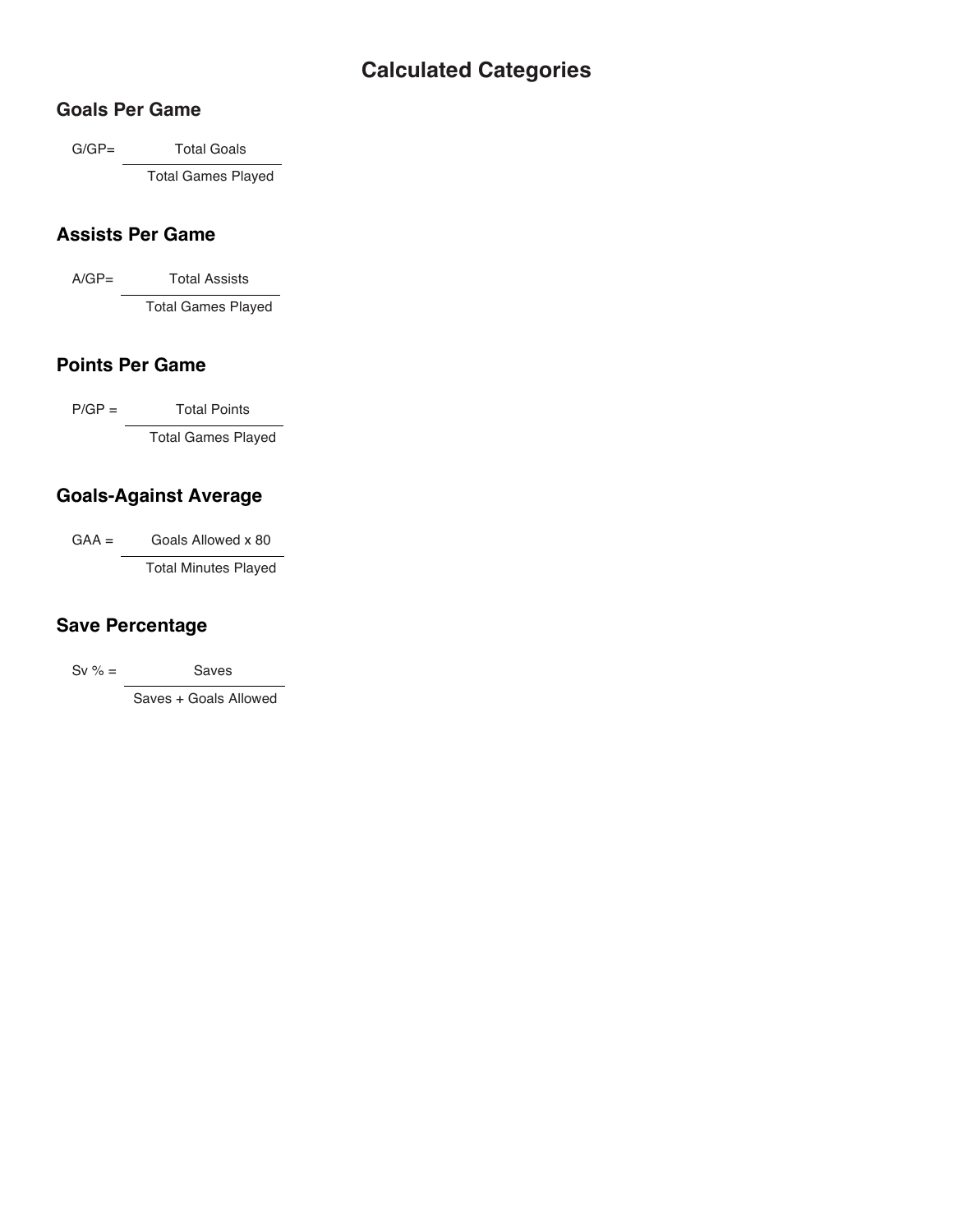# Calculated Categories

## Goals Per Game

$$G/GP = \frac{\text{Total Goals}}{\text{Total Games Played}}$$

## Assists Per Game

$$A/GP = \frac{\text{Total Assists}}{\text{Total Games Played}}$$

## Points Per Game

$$P/GP = \frac{\text{Total Points}}{\text{Total Games Played}}$$

## Goals-Against Average

$$GAA = \frac{\text{Goals Allowed x 80}}{\text{Total Minutes Played}}$$

## Save Percentage

$$Sv\ \% = \frac{\text{Saves}}{\text{Saves + Goals Allowed}}$$